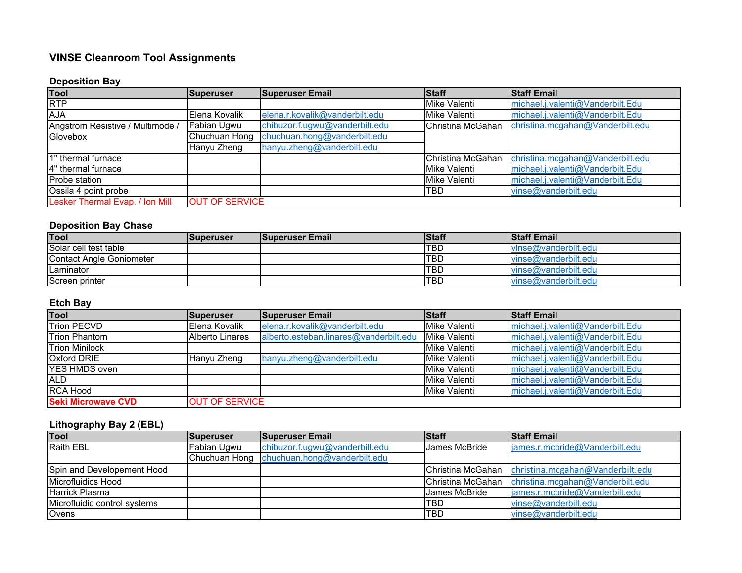# VINSE Cleanroom Tool Assignments

## Deposition Bay

| Tool | Superuser | Superuser Email | Staff | Staff Email |
|---|---|---|---|---|
| RTP | | | Mike Valenti | michael.j.valenti@Vanderbilt.Edu |
| AJA | Elena Kovalik | elena.r.kovalik@vanderbilt.edu | Mike Valenti | michael.j.valenti@Vanderbilt.Edu |
| Angstrom Resistive / Multimode / Glovebox | Fabian Ugwu | chibuzor.f.ugwu@vanderbilt.edu | Christina McGahan | christina.mcgahan@Vanderbilt.edu |
| | Chuchuan Hong | chuchuan.hong@vanderbilt.edu | | |
| | Hanyu Zheng | hanyu.zheng@vanderbilt.edu | | |
| 1" thermal furnace | | | Christina McGahan | christina.mcgahan@Vanderbilt.edu |
| 4" thermal furnace | | | Mike Valenti | michael.j.valenti@Vanderbilt.Edu |
| Probe station | | | Mike Valenti | michael.j.valenti@Vanderbilt.Edu |
| Ossila 4 point probe | | | TBD | vinse@vanderbilt.edu |
| Lesker Thermal Evap. / Ion Mill | OUT OF SERVICE | | | |

## Deposition Bay Chase

| Tool | Superuser | Superuser Email | Staff | Staff Email |
|---|---|---|---|---|
| Solar cell test table | | | TBD | vinse@vanderbilt.edu |
| Contact Angle Goniometer | | | TBD | vinse@vanderbilt.edu |
| Laminator | | | TBD | vinse@vanderbilt.edu |
| Screen printer | | | TBD | vinse@vanderbilt.edu |

## Etch Bay

| Tool | Superuser | Superuser Email | Staff | Staff Email |
|---|---|---|---|---|
| Trion PECVD | Elena Kovalik | elena.r.kovalik@vanderbilt.edu | Mike Valenti | michael.j.valenti@Vanderbilt.Edu |
| Trion Phantom | Alberto Linares | alberto.esteban.linares@vanderbilt.edu | Mike Valenti | michael.j.valenti@Vanderbilt.Edu |
| Trion Minilock | | | Mike Valenti | michael.j.valenti@Vanderbilt.Edu |
| Oxford DRIE | Hanyu Zheng | hanyu.zheng@vanderbilt.edu | Mike Valenti | michael.j.valenti@Vanderbilt.Edu |
| YES HMDS oven | | | Mike Valenti | michael.j.valenti@Vanderbilt.Edu |
| ALD | | | Mike Valenti | michael.j.valenti@Vanderbilt.Edu |
| RCA Hood | | | Mike Valenti | michael.j.valenti@Vanderbilt.Edu |
| **Seki Microwave CVD** | OUT OF SERVICE | | | |

## Lithography Bay 2 (EBL)

| Tool | Superuser | Superuser Email | Staff | Staff Email |
|---|---|---|---|---|
| Raith EBL | Fabian Ugwu | chibuzor.f.ugwu@vanderbilt.edu | James McBride | james.r.mcbride@Vanderbilt.edu |
| | Chuchuan Hong | chuchuan.hong@vanderbilt.edu | | |
| Spin and Developement Hood | | | Christina McGahan | christina.mcgahan@Vanderbilt.edu |
| Microfluidics Hood | | | Christina McGahan | christina.mcgahan@Vanderbilt.edu |
| Harrick Plasma | | | James McBride | james.r.mcbride@Vanderbilt.edu |
| Microfluidic control systems | | | TBD | vinse@vanderbilt.edu |
| Ovens | | | TBD | vinse@vanderbilt.edu |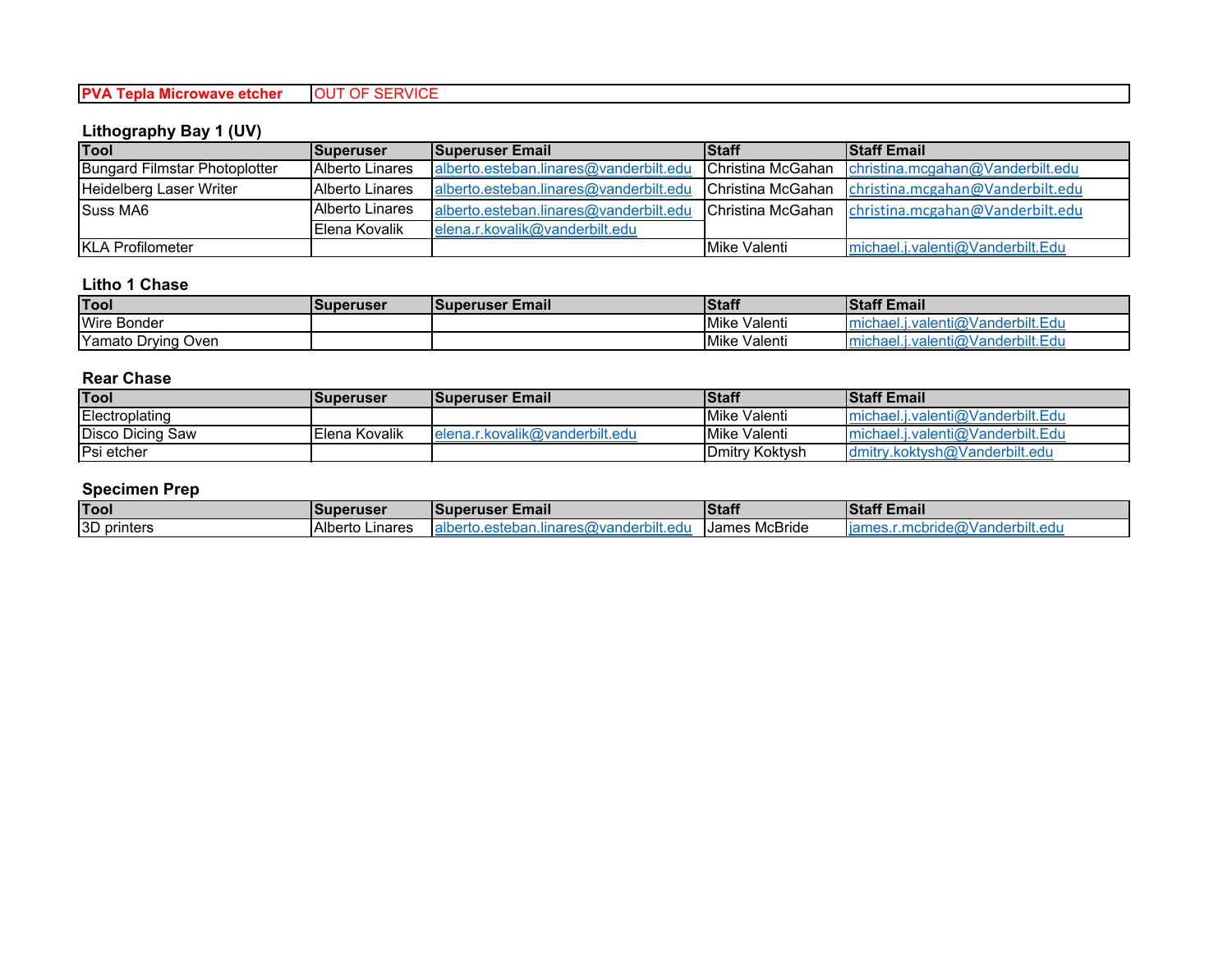| | |
|---|---|
| **PVA Tepla Microwave etcher** | OUT OF SERVICE |

### Lithography Bay 1 (UV)

| Tool | Superuser | Superuser Email | Staff | Staff Email |
|---|---|---|---|---|
| Bungard Filmstar Photoplotter | Alberto Linares | alberto.esteban.linares@vanderbilt.edu | Christina McGahan | christina.mcgahan@Vanderbilt.edu |
| Heidelberg Laser Writer | Alberto Linares | alberto.esteban.linares@vanderbilt.edu | Christina McGahan | christina.mcgahan@Vanderbilt.edu |
| Suss MA6 | Alberto Linares | alberto.esteban.linares@vanderbilt.edu | Christina McGahan | christina.mcgahan@Vanderbilt.edu |
| | Elena Kovalik | elena.r.kovalik@vanderbilt.edu | | |
| KLA Profilometer | | | Mike Valenti | michael.j.valenti@Vanderbilt.Edu |

### Litho 1 Chase

| Tool | Superuser | Superuser Email | Staff | Staff Email |
|---|---|---|---|---|
| Wire Bonder | | | Mike Valenti | michael.j.valenti@Vanderbilt.Edu |
| Yamato Drying Oven | | | Mike Valenti | michael.j.valenti@Vanderbilt.Edu |

### Rear Chase

| Tool | Superuser | Superuser Email | Staff | Staff Email |
|---|---|---|---|---|
| Electroplating | | | Mike Valenti | michael.j.valenti@Vanderbilt.Edu |
| Disco Dicing Saw | Elena Kovalik | elena.r.kovalik@vanderbilt.edu | Mike Valenti | michael.j.valenti@Vanderbilt.Edu |
| Psi etcher | | | Dmitry Koktysh | dmitry.koktysh@Vanderbilt.edu |

### Specimen Prep

| Tool | Superuser | Superuser Email | Staff | Staff Email |
|---|---|---|---|---|
| 3D printers | Alberto Linares | alberto.esteban.linares@vanderbilt.edu | James McBride | james.r.mcbride@Vanderbilt.edu |